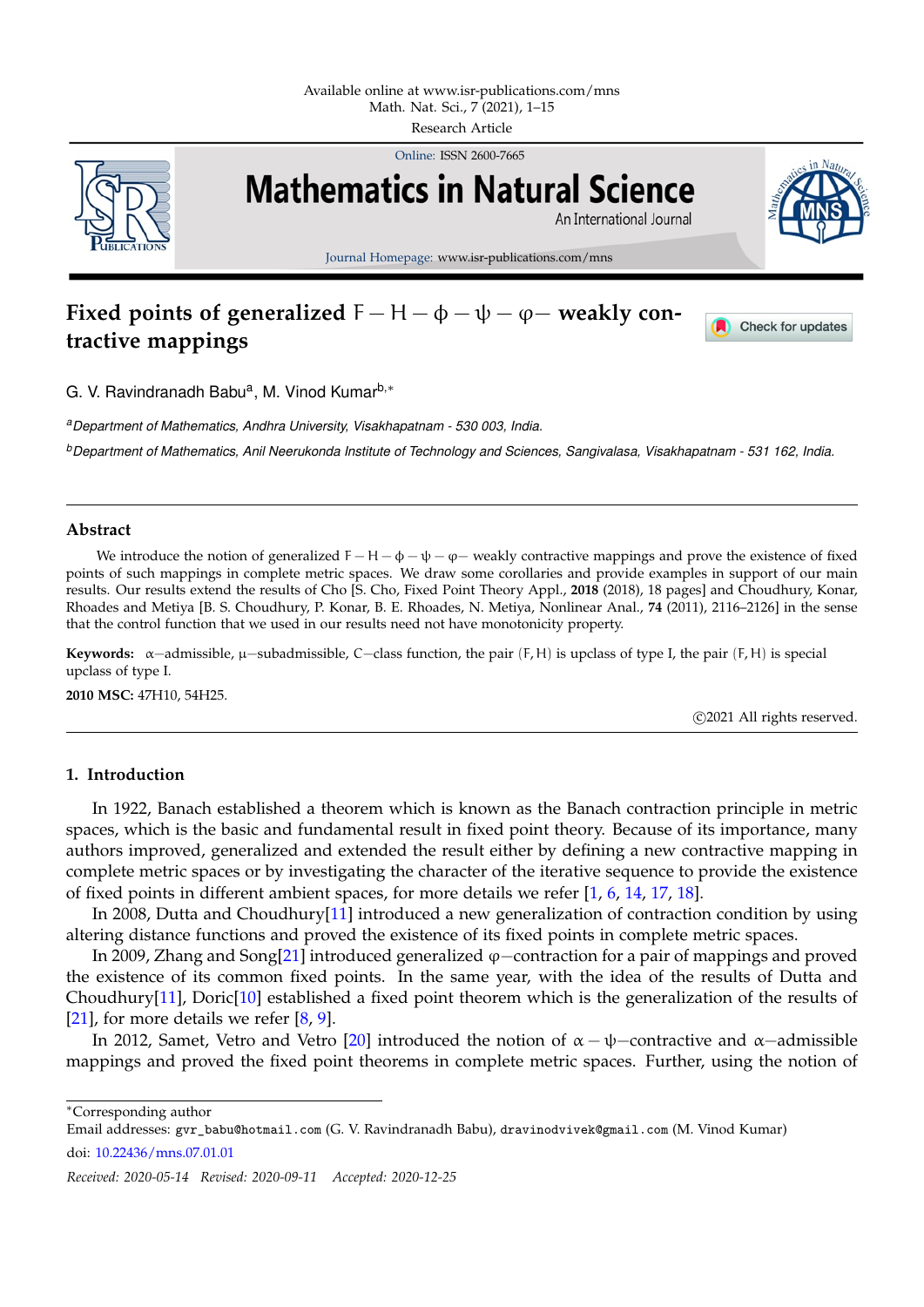# Fixed points of generalized $F - H - \phi - \psi - \varphi-$ weakly contractive mappings

G. V. Ravindranadh Babu[a], M. Vinod Kumar[b,*]

[a]*Department of Mathematics, Andhra University, Visakhapatnam - 530 003, India.*

[b]*Department of Mathematics, Anil Neerukonda Institute of Technology and Sciences, Sangivalasa, Visakhapatnam - 531 162, India.*

---

## Abstract

We introduce the notion of generalized $F - H - \phi - \psi - \varphi-$ weakly contractive mappings and prove the existence of fixed points of such mappings in complete metric spaces. We draw some corollaries and provide examples in support of our main results. Our results extend the results of Cho [S. Cho, Fixed Point Theory Appl., **2018** (2018), 18 pages] and Choudhury, Konar, Rhoades and Metiya [B. S. Choudhury, P. Konar, B. E. Rhoades, N. Metiya, Nonlinear Anal., **74** (2011), 2116–2126] in the sense that the control function that we used in our results need not have monotonicity property.

**Keywords:** $\alpha-$admissible, $\mu-$subadmissible, $C-$class function, the pair $(F, H)$ is upclass of type I, the pair $(F, H)$ is special upclass of type I.

**2010 MSC:** 47H10, 54H25.

©2021 All rights reserved.

---

## 1. Introduction

In 1922, Banach established a theorem which is known as the Banach contraction principle in metric spaces, which is the basic and fundamental result in fixed point theory. Because of its importance, many authors improved, generalized and extended the result either by defining a new contractive mapping in complete metric spaces or by investigating the character of the iterative sequence to provide the existence of fixed points in different ambient spaces, for more details we refer [1, 6, 14, 17, 18].

In 2008, Dutta and Choudhury[11] introduced a new generalization of contraction condition by using altering distance functions and proved the existence of its fixed points in complete metric spaces.

In 2009, Zhang and Song[21] introduced generalized $\varphi-$contraction for a pair of mappings and proved the existence of its common fixed points. In the same year, with the idea of the results of Dutta and Choudhury[11], Doric[10] established a fixed point theorem which is the generalization of the results of [21], for more details we refer [8, 9].

In 2012, Samet, Vetro and Vetro [20] introduced the notion of $\alpha - \psi-$contractive and $\alpha-$admissible mappings and proved the fixed point theorems in complete metric spaces. Further, using the notion of

---

*Corresponding author

Email addresses: gvr_babu@hotmail.com (G. V. Ravindranadh Babu), dravinodvivek@gmail.com (M. Vinod Kumar)

doi: 10.22436/mns.07.01.01

*Received: 2020-05-14 Revised: 2020-09-11 Accepted: 2020-12-25*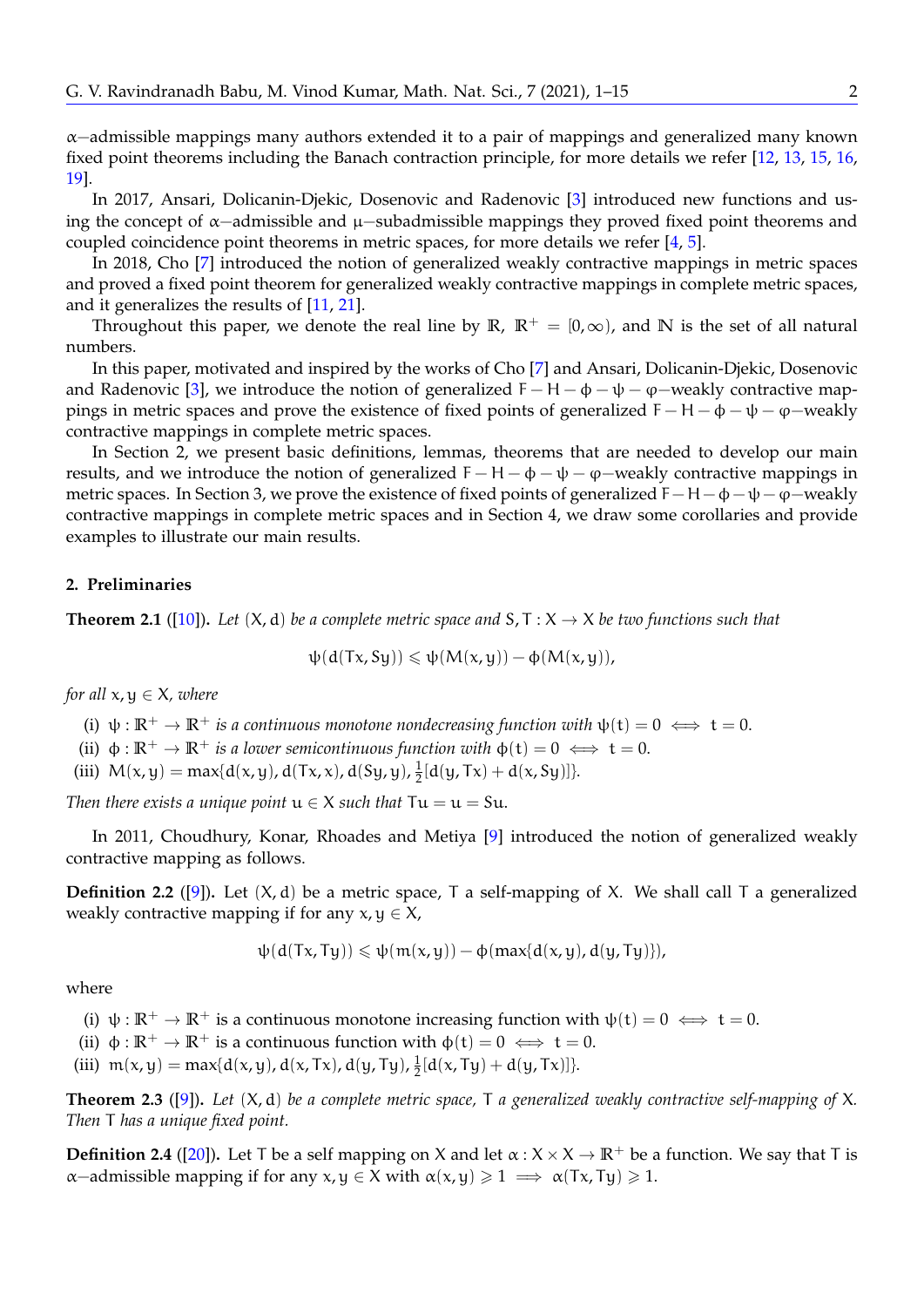$\alpha-$admissible mappings many authors extended it to a pair of mappings and generalized many known fixed point theorems including the Banach contraction principle, for more details we refer [12, 13, 15, 16, 19].

In 2017, Ansari, Dolicanin-Djekic, Dosenovic and Radenovic [3] introduced new functions and using the concept of $\alpha-$admissible and $\mu-$subadmissible mappings they proved fixed point theorems and coupled coincidence point theorems in metric spaces, for more details we refer [4, 5].

In 2018, Cho [7] introduced the notion of generalized weakly contractive mappings in metric spaces and proved a fixed point theorem for generalized weakly contractive mappings in complete metric spaces, and it generalizes the results of [11, 21].

Throughout this paper, we denote the real line by $\mathbb{R}$, $\mathbb{R}^+ = [0, \infty)$, and $\mathbb{N}$ is the set of all natural numbers.

In this paper, motivated and inspired by the works of Cho [7] and Ansari, Dolicanin-Djekic, Dosenovic and Radenovic [3], we introduce the notion of generalized $F - H - \phi - \psi - \varphi-$weakly contractive mappings in metric spaces and prove the existence of fixed points of generalized $F - H - \phi - \psi - \varphi-$weakly contractive mappings in complete metric spaces.

In Section 2, we present basic definitions, lemmas, theorems that are needed to develop our main results, and we introduce the notion of generalized $F - H - \phi - \psi - \varphi-$weakly contractive mappings in metric spaces. In Section 3, we prove the existence of fixed points of generalized $F - H - \phi - \psi - \varphi-$weakly contractive mappings in complete metric spaces and in Section 4, we draw some corollaries and provide examples to illustrate our main results.

## 2. Preliminaries

**Theorem 2.1** ([10]). *Let $(X, d)$ be a complete metric space and $S, T : X \to X$ be two functions such that*

$$\psi(d(Tx, Sy)) \leqslant \psi(M(x, y)) - \phi(M(x, y)),$$

*for all $x, y \in X$, where*

(i) *$\psi : \mathbb{R}^+ \to \mathbb{R}^+$ is a continuous monotone nondecreasing function with $\psi(t) = 0 \iff t = 0$.*
(ii) *$\phi : \mathbb{R}^+ \to \mathbb{R}^+$ is a lower semicontinuous function with $\phi(t) = 0 \iff t = 0$.*
(iii) *$M(x, y) = \max\{d(x, y), d(Tx, x), d(Sy, y), \frac{1}{2}[d(y, Tx) + d(x, Sy)]\}$.*

*Then there exists a unique point $u \in X$ such that $Tu = u = Su$.*

In 2011, Choudhury, Konar, Rhoades and Metiya [9] introduced the notion of generalized weakly contractive mapping as follows.

**Definition 2.2** ([9]). Let $(X, d)$ be a metric space, $T$ a self-mapping of $X$. We shall call $T$ a generalized weakly contractive mapping if for any $x, y \in X$,

$$\psi(d(Tx, Ty)) \leqslant \psi(m(x, y)) - \phi(\max\{d(x, y), d(y, Ty)\}),$$

where

(i) $\psi : \mathbb{R}^+ \to \mathbb{R}^+$ is a continuous monotone increasing function with $\psi(t) = 0 \iff t = 0$.
(ii) $\phi : \mathbb{R}^+ \to \mathbb{R}^+$ is a continuous function with $\phi(t) = 0 \iff t = 0$.
(iii) $m(x, y) = \max\{d(x, y), d(x, Tx), d(y, Ty), \frac{1}{2}[d(x, Ty) + d(y, Tx)]\}$.

**Theorem 2.3** ([9]). *Let $(X, d)$ be a complete metric space, $T$ a generalized weakly contractive self-mapping of $X$. Then $T$ has a unique fixed point.*

**Definition 2.4** ([20]). Let $T$ be a self mapping on $X$ and let $\alpha : X \times X \to \mathbb{R}^+$ be a function. We say that $T$ is $\alpha-$admissible mapping if for any $x, y \in X$ with $\alpha(x, y) \geqslant 1 \implies \alpha(Tx, Ty) \geqslant 1$.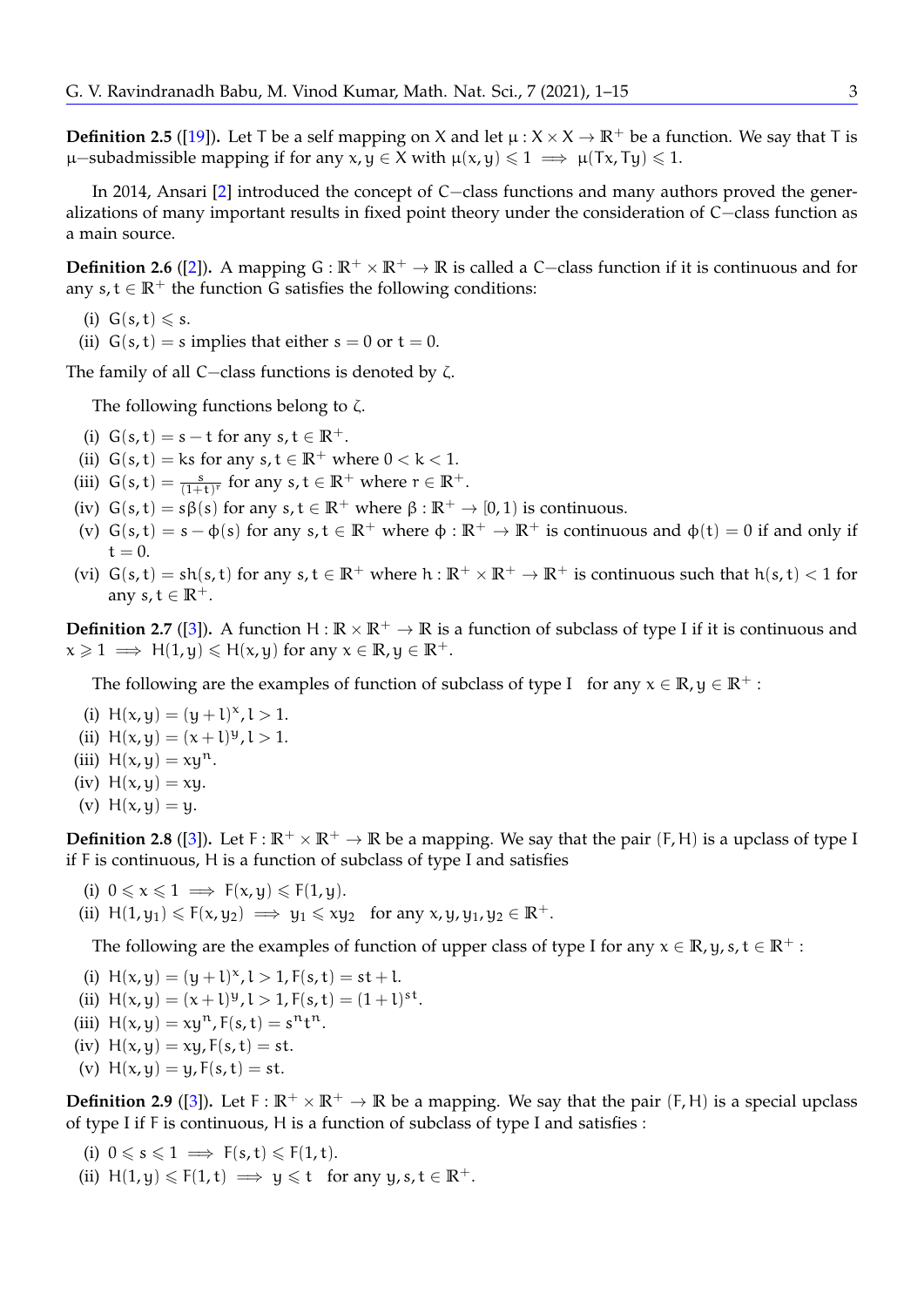**Definition 2.5** ([19]). Let $T$ be a self mapping on $X$ and let $\mu : X \times X \to \mathbb{R}^+$ be a function. We say that $T$ is $\mu$−subadmissible mapping if for any $x, y \in X$ with $\mu(x, y) \leqslant 1 \implies \mu(Tx, Ty) \leqslant 1$.

In 2014, Ansari [2] introduced the concept of $C$−class functions and many authors proved the generalizations of many important results in fixed point theory under the consideration of $C$−class function as a main source.

**Definition 2.6** ([2]). A mapping $G : \mathbb{R}^+ \times \mathbb{R}^+ \to \mathbb{R}$ is called a $C$−class function if it is continuous and for any $s, t \in \mathbb{R}^+$ the function $G$ satisfies the following conditions:

(i) $G(s, t) \leqslant s$.
(ii) $G(s, t) = s$ implies that either $s = 0$ or $t = 0$.

The family of all $C$−class functions is denoted by $\zeta$.

The following functions belong to $\zeta$.

(i) $G(s, t) = s - t$ for any $s, t \in \mathbb{R}^+$.
(ii) $G(s, t) = ks$ for any $s, t \in \mathbb{R}^+$ where $0 < k < 1$.
(iii) $G(s, t) = \frac{s}{(1+t)^r}$ for any $s, t \in \mathbb{R}^+$ where $r \in \mathbb{R}^+$.
(iv) $G(s, t) = s\beta(s)$ for any $s, t \in \mathbb{R}^+$ where $\beta : \mathbb{R}^+ \to [0, 1)$ is continuous.
(v) $G(s, t) = s - \phi(s)$ for any $s, t \in \mathbb{R}^+$ where $\phi : \mathbb{R}^+ \to \mathbb{R}^+$ is continuous and $\phi(t) = 0$ if and only if $t = 0$.
(vi) $G(s, t) = sh(s, t)$ for any $s, t \in \mathbb{R}^+$ where $h : \mathbb{R}^+ \times \mathbb{R}^+ \to \mathbb{R}^+$ is continuous such that $h(s, t) < 1$ for any $s, t \in \mathbb{R}^+$.

**Definition 2.7** ([3]). A function $H : \mathbb{R} \times \mathbb{R}^+ \to \mathbb{R}$ is a function of subclass of type I if it is continuous and $x \geqslant 1 \implies H(1, y) \leqslant H(x, y)$ for any $x \in \mathbb{R}, y \in \mathbb{R}^+$.

The following are the examples of function of subclass of type I for any $x \in \mathbb{R}, y \in \mathbb{R}^+$ :

(i) $H(x, y) = (y + l)^x, l > 1$.
(ii) $H(x, y) = (x + l)^y, l > 1$.
(iii) $H(x, y) = xy^n$.
(iv) $H(x, y) = xy$.
(v) $H(x, y) = y$.

**Definition 2.8** ([3]). Let $F : \mathbb{R}^+ \times \mathbb{R}^+ \to \mathbb{R}$ be a mapping. We say that the pair $(F, H)$ is a upclass of type I if $F$ is continuous, $H$ is a function of subclass of type I and satisfies

(i) $0 \leqslant x \leqslant 1 \implies F(x, y) \leqslant F(1, y)$.
(ii) $H(1, y_1) \leqslant F(x, y_2) \implies y_1 \leqslant xy_2$ for any $x, y, y_1, y_2 \in \mathbb{R}^+$.

The following are the examples of function of upper class of type I for any $x \in \mathbb{R}, y, s, t \in \mathbb{R}^+$ :

(i) $H(x, y) = (y + l)^x, l > 1, F(s, t) = st + l$.
(ii) $H(x, y) = (x + l)^y, l > 1, F(s, t) = (1 + l)^{st}$.
(iii) $H(x, y) = xy^n, F(s, t) = s^n t^n$.
(iv) $H(x, y) = xy, F(s, t) = st$.
(v) $H(x, y) = y, F(s, t) = st$.

**Definition 2.9** ([3]). Let $F : \mathbb{R}^+ \times \mathbb{R}^+ \to \mathbb{R}$ be a mapping. We say that the pair $(F, H)$ is a special upclass of type I if $F$ is continuous, $H$ is a function of subclass of type I and satisfies :

(i) $0 \leqslant s \leqslant 1 \implies F(s, t) \leqslant F(1, t)$.
(ii) $H(1, y) \leqslant F(1, t) \implies y \leqslant t$ for any $y, s, t \in \mathbb{R}^+$.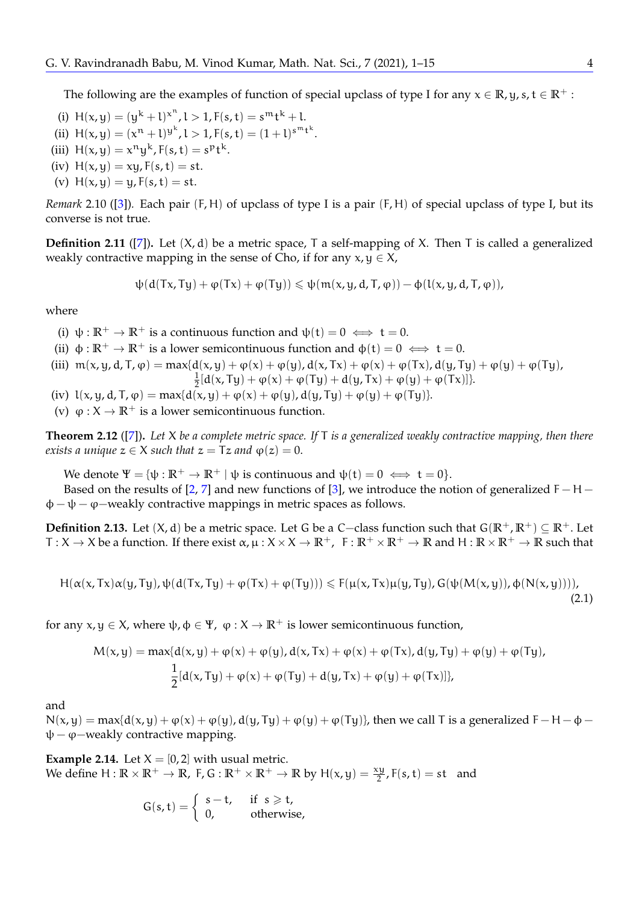The following are the examples of function of special upclass of type I for any $x \in \mathbb{R}, y, s, t \in \mathbb{R}^+$ :

(i) $H(x, y) = (y^k + l)^{x^n}, l > 1, F(s, t) = s^m t^k + l$.
(ii) $H(x, y) = (x^n + l)^{y^k}, l > 1, F(s, t) = (1 + l)^{s^m t^k}$.
(iii) $H(x, y) = x^n y^k, F(s, t) = s^p t^k$.
(iv) $H(x, y) = xy, F(s, t) = st$.
(v) $H(x, y) = y, F(s, t) = st$.

*Remark* 2.10 ([3]). Each pair $(F, H)$ of upclass of type I is a pair $(F, H)$ of special upclass of type I, but its converse is not true.

**Definition 2.11** ([7])**.** Let $(X, d)$ be a metric space, $T$ a self-mapping of $X$. Then $T$ is called a generalized weakly contractive mapping in the sense of Cho, if for any $x, y \in X$,

$$\psi(d(Tx, Ty) + \varphi(Tx) + \varphi(Ty)) \leqslant \psi(m(x, y, d, T, \varphi)) - \phi(l(x, y, d, T, \varphi)),$$

where

(i) $\psi : \mathbb{R}^+ \to \mathbb{R}^+$ is a continuous function and $\psi(t) = 0 \iff t = 0$.
(ii) $\phi : \mathbb{R}^+ \to \mathbb{R}^+$ is a lower semicontinuous function and $\phi(t) = 0 \iff t = 0$.
(iii) $m(x, y, d, T, \varphi) = \max\{d(x, y) + \varphi(x) + \varphi(y), d(x, Tx) + \varphi(x) + \varphi(Tx), d(y, Ty) + \varphi(y) + \varphi(Ty), \frac{1}{2}[d(x, Ty) + \varphi(x) + \varphi(Ty) + d(y, Tx) + \varphi(y) + \varphi(Tx)]\}$.
(iv) $l(x, y, d, T, \varphi) = \max\{d(x, y) + \varphi(x) + \varphi(y), d(y, Ty) + \varphi(y) + \varphi(Ty)\}$.
(v) $\varphi : X \to \mathbb{R}^+$ is a lower semicontinuous function.

**Theorem 2.12** ([7])**.** *Let $X$ be a complete metric space. If $T$ is a generalized weakly contractive mapping, then there exists a unique $z \in X$ such that $z = Tz$ and $\varphi(z) = 0$.*

We denote $\Psi = \{\psi : \mathbb{R}^+ \to \mathbb{R}^+ \mid \psi \text{ is continuous and } \psi(t) = 0 \iff t = 0\}$.

Based on the results of [2, 7] and new functions of [3], we introduce the notion of generalized $F - H - \phi - \psi - \varphi-$weakly contractive mappings in metric spaces as follows.

**Definition 2.13.** Let $(X, d)$ be a metric space. Let $G$ be a $C-$class function such that $G(\mathbb{R}^+, \mathbb{R}^+) \subseteq \mathbb{R}^+$. Let $T : X \to X$ be a function. If there exist $\alpha, \mu : X \times X \to \mathbb{R}^+$, $F : \mathbb{R}^+ \times \mathbb{R}^+ \to \mathbb{R}$ and $H : \mathbb{R} \times \mathbb{R}^+ \to \mathbb{R}$ such that

$$H(\alpha(x, Tx)\alpha(y, Ty), \psi(d(Tx, Ty) + \varphi(Tx) + \varphi(Ty))) \leqslant F(\mu(x, Tx)\mu(y, Ty), G(\psi(M(x, y)), \phi(N(x, y)))), \tag{2.1}$$

for any $x, y \in X$, where $\psi, \phi \in \Psi$, $\varphi : X \to \mathbb{R}^+$ is lower semicontinuous function,

$$M(x, y) = \max\{d(x, y) + \varphi(x) + \varphi(y), d(x, Tx) + \varphi(x) + \varphi(Tx), d(y, Ty) + \varphi(y) + \varphi(Ty), \frac{1}{2}[d(x, Ty) + \varphi(x) + \varphi(Ty) + d(y, Tx) + \varphi(y) + \varphi(Tx)]\},$$

and
$N(x, y) = \max\{d(x, y) + \varphi(x) + \varphi(y), d(y, Ty) + \varphi(y) + \varphi(Ty)\}$, then we call $T$ is a generalized $F - H - \phi - \psi - \varphi-$weakly contractive mapping.

**Example 2.14.** Let $X = [0, 2]$ with usual metric.
We define $H : \mathbb{R} \times \mathbb{R}^+ \to \mathbb{R}$, $F, G : \mathbb{R}^+ \times \mathbb{R}^+ \to \mathbb{R}$ by $H(x, y) = \frac{xy}{2}, F(s, t) = st$ and

$$G(s, t) = \begin{cases} s - t, & \text{if } s \geqslant t, \\ 0, & \text{otherwise,} \end{cases}$$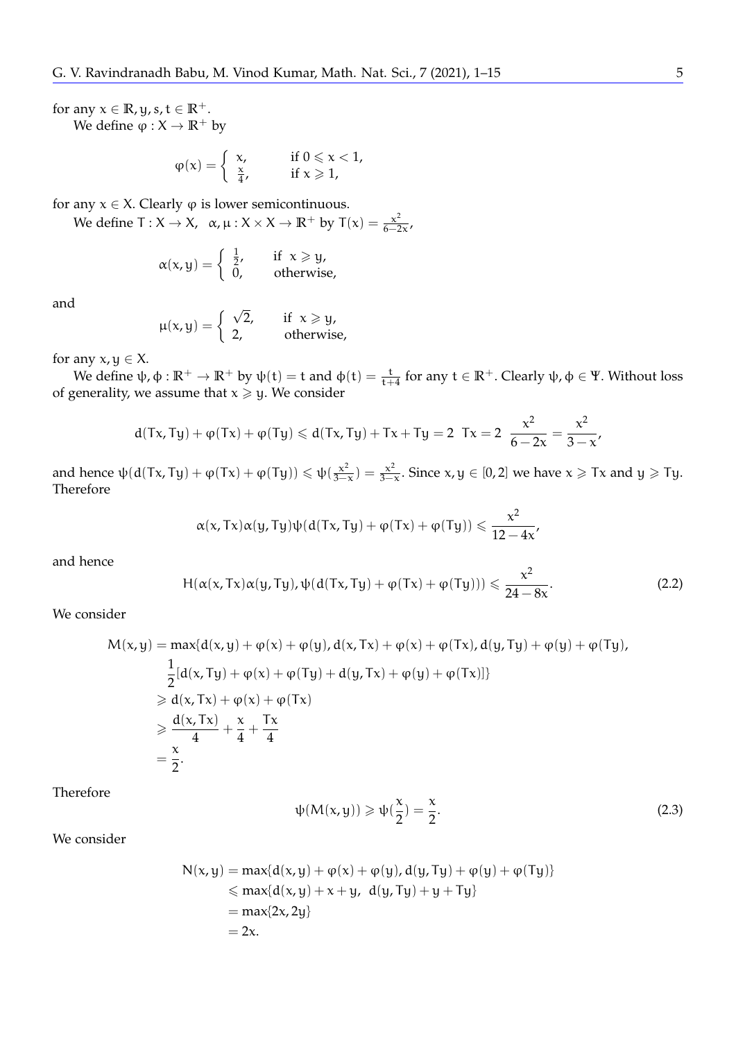for any $x \in \mathbb{R}, y, s, t \in \mathbb{R}^+$.

We define $\varphi : X \to \mathbb{R}^+$ by

$$\varphi(x) = \begin{cases} x, & \text{if } 0 \leqslant x < 1, \\ \frac{x}{4}, & \text{if } x \geqslant 1, \end{cases}$$

for any $x \in X$. Clearly $\varphi$ is lower semicontinuous.

We define $T : X \to X,\ \ \alpha, \mu : X \times X \to \mathbb{R}^+$ by $T(x) = \frac{x^2}{6-2x}$,

$$\alpha(x, y) = \begin{cases} \frac{1}{2}, & \text{if } \ x \geqslant y, \\ 0, & \text{otherwise}, \end{cases}$$

and

$$\mu(x, y) = \begin{cases} \sqrt{2}, & \text{if } \ x \geqslant y, \\ 2, & \text{otherwise}, \end{cases}$$

for any $x, y \in X$.

We define $\psi, \phi : \mathbb{R}^+ \to \mathbb{R}^+$ by $\psi(t) = t$ and $\phi(t) = \frac{t}{t+4}$ for any $t \in \mathbb{R}^+$. Clearly $\psi, \phi \in \Psi$. Without loss of generality, we assume that $x \geqslant y$. We consider

$$d(Tx, Ty) + \varphi(Tx) + \varphi(Ty) \leqslant d(Tx, Ty) + Tx + Ty = 2\ \ Tx = 2\ \ \frac{x^2}{6-2x} = \frac{x^2}{3-x},$$

and hence $\psi(d(Tx, Ty) + \varphi(Tx) + \varphi(Ty)) \leqslant \psi(\frac{x^2}{3-x}) = \frac{x^2}{3-x}$. Since $x, y \in [0, 2]$ we have $x \geqslant Tx$ and $y \geqslant Ty$. Therefore

$$\alpha(x, Tx)\alpha(y, Ty)\psi(d(Tx, Ty) + \varphi(Tx) + \varphi(Ty)) \leqslant \frac{x^2}{12-4x},$$

and hence

$$H(\alpha(x, Tx)\alpha(y, Ty), \psi(d(Tx, Ty) + \varphi(Tx) + \varphi(Ty))) \leqslant \frac{x^2}{24-8x}. \tag{2.2}$$

We consider

$$\begin{aligned} M(x, y) &= \max\{d(x, y) + \varphi(x) + \varphi(y), d(x, Tx) + \varphi(x) + \varphi(Tx), d(y, Ty) + \varphi(y) + \varphi(Ty), \\ &\quad \frac{1}{2}[d(x, Ty) + \varphi(x) + \varphi(Ty) + d(y, Tx) + \varphi(y) + \varphi(Tx)]\} \\ &\geqslant d(x, Tx) + \varphi(x) + \varphi(Tx) \\ &\geqslant \frac{d(x, Tx)}{4} + \frac{x}{4} + \frac{Tx}{4} \\ &= \frac{x}{2}. \end{aligned}$$

Therefore

$$\psi(M(x, y)) \geqslant \psi(\frac{x}{2}) = \frac{x}{2}. \tag{2.3}$$

We consider

$$\begin{aligned} N(x, y) &= \max\{d(x, y) + \varphi(x) + \varphi(y), d(y, Ty) + \varphi(y) + \varphi(Ty)\} \\ &\leqslant \max\{d(x, y) + x + y,\ \ d(y, Ty) + y + Ty\} \\ &= \max\{2x, 2y\} \\ &= 2x. \end{aligned}$$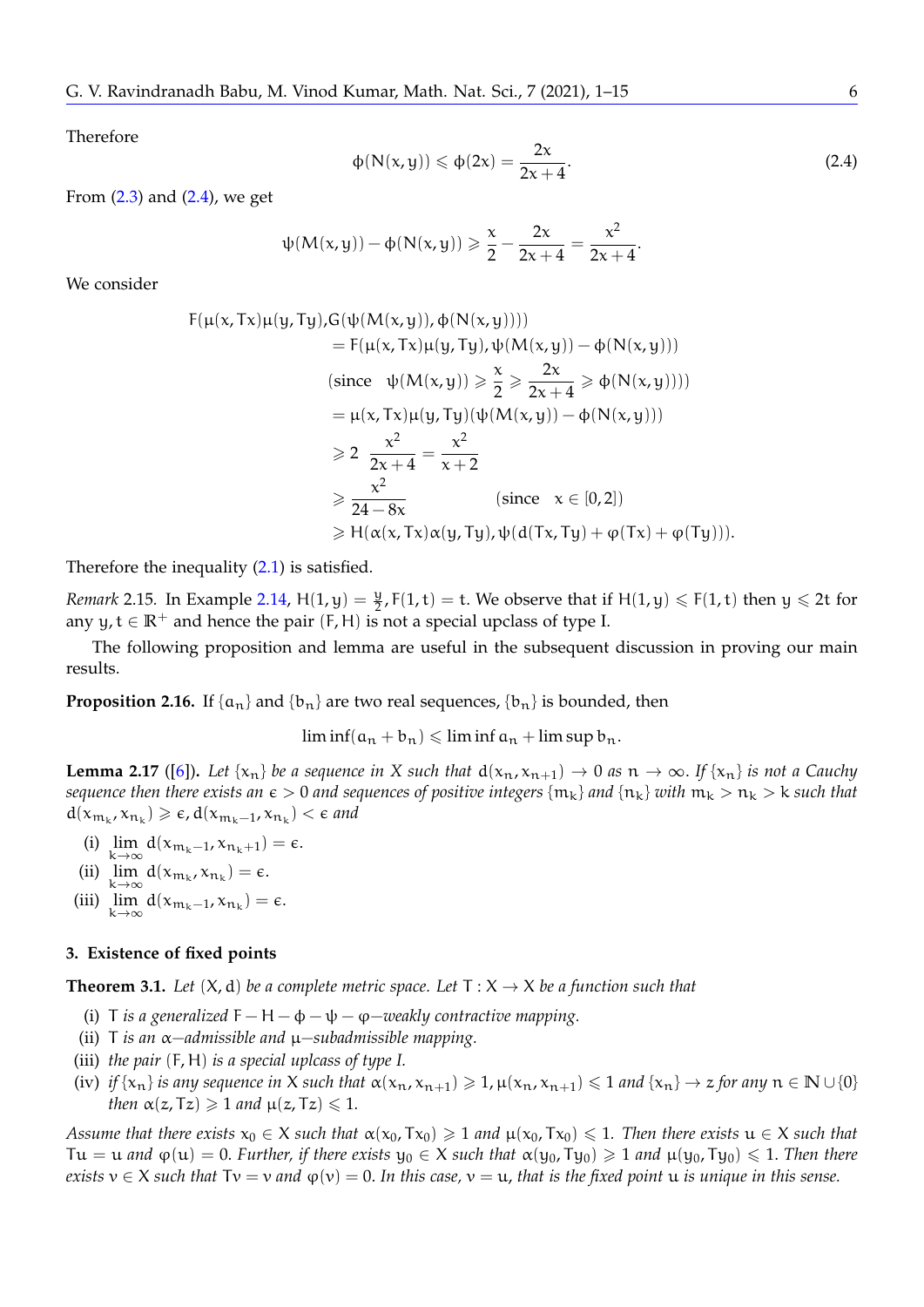Therefore

$$\phi(N(x,y)) \leqslant \phi(2x) = \frac{2x}{2x+4}. \tag{2.4}$$

From (2.3) and (2.4), we get

$$\psi(M(x,y)) - \phi(N(x,y)) \geqslant \frac{x}{2} - \frac{2x}{2x+4} = \frac{x^2}{2x+4}.$$

We consider

$$\begin{aligned}
F(\mu(x,Tx)\mu(y,Ty), &G(\psi(M(x,y)), \phi(N(x,y)))) \\
&= F(\mu(x,Tx)\mu(y,Ty), \psi(M(x,y)) - \phi(N(x,y))) \\
&(\text{since} \quad \psi(M(x,y)) \geqslant \frac{x}{2} \geqslant \frac{2x}{2x+4} \geqslant \phi(N(x,y)))) \\
&= \mu(x,Tx)\mu(y,Ty)(\psi(M(x,y)) - \phi(N(x,y))) \\
&\geqslant 2 \ \frac{x^2}{2x+4} = \frac{x^2}{x+2} \\
&\geqslant \frac{x^2}{24-8x} \qquad\qquad (\text{since} \quad x \in [0,2]) \\
&\geqslant H(\alpha(x,Tx)\alpha(y,Ty), \psi(d(Tx,Ty) + \varphi(Tx) + \varphi(Ty))).
\end{aligned}$$

Therefore the inequality (2.1) is satisfied.

*Remark* 2.15. In Example 2.14, $H(1,y) = \frac{y}{2}, F(1,t) = t$. We observe that if $H(1,y) \leqslant F(1,t)$ then $y \leqslant 2t$ for any $y, t \in \mathbb{R}^+$ and hence the pair $(F,H)$ is not a special upclass of type I.

The following proposition and lemma are useful in the subsequent discussion in proving our main results.

**Proposition 2.16.** If $\{a_n\}$ and $\{b_n\}$ are two real sequences, $\{b_n\}$ is bounded, then

$$\liminf(a_n + b_n) \leqslant \liminf a_n + \limsup b_n.$$

**Lemma 2.17** ([6]). *Let $\{x_n\}$ be a sequence in $X$ such that $d(x_n, x_{n+1}) \to 0$ as $n \to \infty$. If $\{x_n\}$ is not a Cauchy sequence then there exists an $\epsilon > 0$ and sequences of positive integers $\{m_k\}$ and $\{n_k\}$ with $m_k > n_k > k$ such that $d(x_{m_k}, x_{n_k}) \geqslant \epsilon$, $d(x_{m_k-1}, x_{n_k}) < \epsilon$ and*

(i) $\lim\limits_{k\to\infty} d(x_{m_k-1}, x_{n_k+1}) = \epsilon$.

(ii) $\lim\limits_{k\to\infty} d(x_{m_k}, x_{n_k}) = \epsilon$.

(iii) $\lim\limits_{k\to\infty} d(x_{m_k-1}, x_{n_k}) = \epsilon$.

## 3. Existence of fixed points

**Theorem 3.1.** *Let $(X,d)$ be a complete metric space. Let $T : X \to X$ be a function such that*

(i) *$T$ is a generalized $F-H-\phi-\psi-\varphi-$weakly contractive mapping.*

(ii) *$T$ is an $\alpha-$admissible and $\mu-$subadmissible mapping.*

(iii) *the pair $(F,H)$ is a special uplcass of type I.*

(iv) *if $\{x_n\}$ is any sequence in $X$ such that $\alpha(x_n, x_{n+1}) \geqslant 1$, $\mu(x_n, x_{n+1}) \leqslant 1$ and $\{x_n\} \to z$ for any $n \in \mathbb{N} \cup \{0\}$ then $\alpha(z, Tz) \geqslant 1$ and $\mu(z, Tz) \leqslant 1$.*

*Assume that there exists $x_0 \in X$ such that $\alpha(x_0, Tx_0) \geqslant 1$ and $\mu(x_0, Tx_0) \leqslant 1$. Then there exists $u \in X$ such that $Tu = u$ and $\varphi(u) = 0$. Further, if there exists $y_0 \in X$ such that $\alpha(y_0, Ty_0) \geqslant 1$ and $\mu(y_0, Ty_0) \leqslant 1$. Then there exists $v \in X$ such that $Tv = v$ and $\varphi(v) = 0$. In this case, $v = u$, that is the fixed point $u$ is unique in this sense.*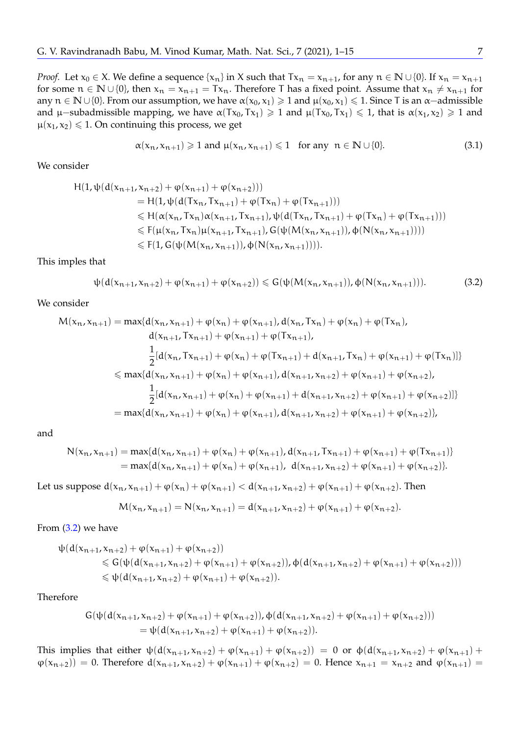*Proof.* Let $x_0 \in X$. We define a sequence $\{x_n\}$ in $X$ such that $Tx_n = x_{n+1}$, for any $n \in \mathbb{N} \cup \{0\}$. If $x_n = x_{n+1}$ for some $n \in \mathbb{N} \cup \{0\}$, then $x_n = x_{n+1} = Tx_n$. Therefore $T$ has a fixed point. Assume that $x_n \neq x_{n+1}$ for any $n \in \mathbb{N} \cup \{0\}$. From our assumption, we have $\alpha(x_0, x_1) \geqslant 1$ and $\mu(x_0, x_1) \leqslant 1$. Since $T$ is an $\alpha-$admissible and $\mu-$subadmissible mapping, we have $\alpha(Tx_0, Tx_1) \geqslant 1$ and $\mu(Tx_0, Tx_1) \leqslant 1$, that is $\alpha(x_1, x_2) \geqslant 1$ and $\mu(x_1, x_2) \leqslant 1$. On continuing this process, we get

$$\alpha(x_n, x_{n+1}) \geqslant 1 \text{ and } \mu(x_n, x_{n+1}) \leqslant 1 \quad \text{for any } \ n \in \mathbb{N} \cup \{0\}. \tag{3.1}$$

We consider

$$\begin{aligned}
H(1, \psi(d(&x_{n+1}, x_{n+2}) + \varphi(x_{n+1}) + \varphi(x_{n+2}))) \\
&= H(1, \psi(d(Tx_n, Tx_{n+1}) + \varphi(Tx_n) + \varphi(Tx_{n+1}))) \\
&\leqslant H(\alpha(x_n, Tx_n)\alpha(x_{n+1}, Tx_{n+1}), \psi(d(Tx_n, Tx_{n+1}) + \varphi(Tx_n) + \varphi(Tx_{n+1}))) \\
&\leqslant F(\mu(x_n, Tx_n)\mu(x_{n+1}, Tx_{n+1}), G(\psi(M(x_n, x_{n+1})), \phi(N(x_n, x_{n+1})))) \\
&\leqslant F(1, G(\psi(M(x_n, x_{n+1})), \phi(N(x_n, x_{n+1})))).
\end{aligned}$$

This imples that

$$\psi(d(x_{n+1}, x_{n+2}) + \varphi(x_{n+1}) + \varphi(x_{n+2})) \leqslant G(\psi(M(x_n, x_{n+1})), \phi(N(x_n, x_{n+1}))). \tag{3.2}$$

We consider

$$\begin{aligned}
M(x_n, x_{n+1}) = \max\{&d(x_n, x_{n+1}) + \varphi(x_n) + \varphi(x_{n+1}), d(x_n, Tx_n) + \varphi(x_n) + \varphi(Tx_n), \\
&d(x_{n+1}, Tx_{n+1}) + \varphi(x_{n+1}) + \varphi(Tx_{n+1}), \\
&\frac{1}{2}[d(x_n, Tx_{n+1}) + \varphi(x_n) + \varphi(Tx_{n+1}) + d(x_{n+1}, Tx_n) + \varphi(x_{n+1}) + \varphi(Tx_n)]\} \\
\leqslant \max\{&d(x_n, x_{n+1}) + \varphi(x_n) + \varphi(x_{n+1}), d(x_{n+1}, x_{n+2}) + \varphi(x_{n+1}) + \varphi(x_{n+2}), \\
&\frac{1}{2}[d(x_n, x_{n+1}) + \varphi(x_n) + \varphi(x_{n+1}) + d(x_{n+1}, x_{n+2}) + \varphi(x_{n+1}) + \varphi(x_{n+2})]\} \\
= \max\{&d(x_n, x_{n+1}) + \varphi(x_n) + \varphi(x_{n+1}), d(x_{n+1}, x_{n+2}) + \varphi(x_{n+1}) + \varphi(x_{n+2})\},
\end{aligned}$$

and

$$\begin{aligned}
N(x_n, x_{n+1}) &= \max\{d(x_n, x_{n+1}) + \varphi(x_n) + \varphi(x_{n+1}), d(x_{n+1}, Tx_{n+1}) + \varphi(x_{n+1}) + \varphi(Tx_{n+1})\} \\
&= \max\{d(x_n, x_{n+1}) + \varphi(x_n) + \varphi(x_{n+1}), \ d(x_{n+1}, x_{n+2}) + \varphi(x_{n+1}) + \varphi(x_{n+2})\}.
\end{aligned}$$

Let us suppose $d(x_n, x_{n+1}) + \varphi(x_n) + \varphi(x_{n+1}) < d(x_{n+1}, x_{n+2}) + \varphi(x_{n+1}) + \varphi(x_{n+2})$. Then

$$M(x_n, x_{n+1}) = N(x_n, x_{n+1}) = d(x_{n+1}, x_{n+2}) + \varphi(x_{n+1}) + \varphi(x_{n+2}).$$

From (3.2) we have

$$\begin{aligned}
\psi(d(&x_{n+1}, x_{n+2}) + \varphi(x_{n+1}) + \varphi(x_{n+2})) \\
&\leqslant G(\psi(d(x_{n+1}, x_{n+2}) + \varphi(x_{n+1}) + \varphi(x_{n+2})), \phi(d(x_{n+1}, x_{n+2}) + \varphi(x_{n+1}) + \varphi(x_{n+2}))) \\
&\leqslant \psi(d(x_{n+1}, x_{n+2}) + \varphi(x_{n+1}) + \varphi(x_{n+2})).
\end{aligned}$$

Therefore

$$\begin{aligned}
G(\psi(d(x_{n+1}, x_{n+2}) + \varphi(x_{n+1}) + \varphi(x_{n+2})), \phi(d(x_{n+1}, x_{n+2}) + \varphi(x_{n+1}) + \varphi(x_{n+2}))) \\
= \psi(d(x_{n+1}, x_{n+2}) + \varphi(x_{n+1}) + \varphi(x_{n+2})).
\end{aligned}$$

This implies that either $\psi(d(x_{n+1}, x_{n+2}) + \varphi(x_{n+1}) + \varphi(x_{n+2})) = 0$ or $\phi(d(x_{n+1}, x_{n+2}) + \varphi(x_{n+1}) + \varphi(x_{n+2})) = 0$. Therefore $d(x_{n+1}, x_{n+2}) + \varphi(x_{n+1}) + \varphi(x_{n+2}) = 0$. Hence $x_{n+1} = x_{n+2}$ and $\varphi(x_{n+1}) =$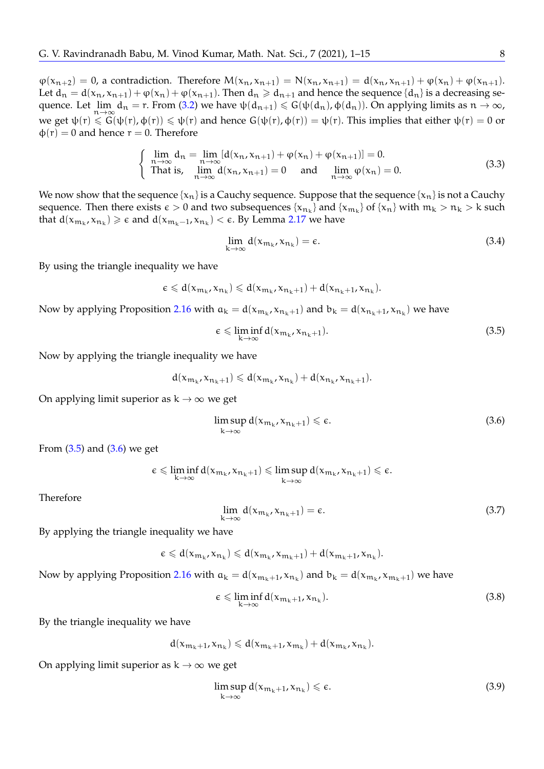$\varphi(x_{n+2}) = 0$, a contradiction. Therefore $M(x_n, x_{n+1}) = N(x_n, x_{n+1}) = d(x_n, x_{n+1}) + \varphi(x_n) + \varphi(x_{n+1})$. Let $d_n = d(x_n, x_{n+1}) + \varphi(x_n) + \varphi(x_{n+1})$. Then $d_n \geqslant d_{n+1}$ and hence the sequence $\{d_n\}$ is a decreasing sequence. Let $\lim_{n\to\infty} d_n = r$. From (3.2) we have $\psi(d_{n+1}) \leqslant G(\psi(d_n), \phi(d_n))$. On applying limits as $n \to \infty$, we get $\psi(r) \leqslant G(\psi(r), \phi(r)) \leqslant \psi(r)$ and hence $G(\psi(r), \phi(r)) = \psi(r)$. This implies that either $\psi(r) = 0$ or $\phi(r) = 0$ and hence $r = 0$. Therefore

$$\begin{cases} \lim\limits_{n\to\infty} d_n = \lim\limits_{n\to\infty} [d(x_n, x_{n+1}) + \varphi(x_n) + \varphi(x_{n+1})] = 0. \\ \text{That is,} \quad \lim\limits_{n\to\infty} d(x_n, x_{n+1}) = 0 \quad \text{and} \quad \lim\limits_{n\to\infty} \varphi(x_n) = 0. \end{cases} \tag{3.3}$$

We now show that the sequence $\{x_n\}$ is a Cauchy sequence. Suppose that the sequence $\{x_n\}$ is not a Cauchy sequence. Then there exists $\epsilon > 0$ and two subsequences $\{x_{n_k}\}$ and $\{x_{m_k}\}$ of $\{x_n\}$ with $m_k > n_k > k$ such that $d(x_{m_k}, x_{n_k}) \geqslant \epsilon$ and $d(x_{m_k - 1}, x_{n_k}) < \epsilon$. By Lemma 2.17 we have

$$\lim_{k\to\infty} d(x_{m_k}, x_{n_k}) = \epsilon. \tag{3.4}$$

By using the triangle inequality we have

$$\epsilon \leqslant d(x_{m_k}, x_{n_k}) \leqslant d(x_{m_k}, x_{n_k+1}) + d(x_{n_k+1}, x_{n_k}).$$

Now by applying Proposition 2.16 with $a_k = d(x_{m_k}, x_{n_k+1})$ and $b_k = d(x_{n_k+1}, x_{n_k})$ we have

$$\epsilon \leqslant \liminf_{k\to\infty} d(x_{m_k}, x_{n_k+1}). \tag{3.5}$$

Now by applying the triangle inequality we have

$$d(x_{m_k}, x_{n_k+1}) \leqslant d(x_{m_k}, x_{n_k}) + d(x_{n_k}, x_{n_k+1}).$$

On applying limit superior as $k \to \infty$ we get

$$\limsup_{k\to\infty} d(x_{m_k}, x_{n_k+1}) \leqslant \epsilon. \tag{3.6}$$

From (3.5) and (3.6) we get

$$\epsilon \leqslant \liminf_{k\to\infty} d(x_{m_k}, x_{n_k+1}) \leqslant \limsup_{k\to\infty} d(x_{m_k}, x_{n_k+1}) \leqslant \epsilon.$$

Therefore

$$\lim_{k\to\infty} d(x_{m_k}, x_{n_k+1}) = \epsilon. \tag{3.7}$$

By applying the triangle inequality we have

$$\epsilon \leqslant d(x_{m_k}, x_{n_k}) \leqslant d(x_{m_k}, x_{m_k+1}) + d(x_{m_k+1}, x_{n_k}).$$

Now by applying Proposition 2.16 with $a_k = d(x_{m_k+1}, x_{n_k})$ and $b_k = d(x_{m_k}, x_{m_k+1})$ we have

$$\epsilon \leqslant \liminf_{k\to\infty} d(x_{m_k+1}, x_{n_k}). \tag{3.8}$$

By the triangle inequality we have

$$d(x_{m_k+1}, x_{n_k}) \leqslant d(x_{m_k+1}, x_{m_k}) + d(x_{m_k}, x_{n_k}).$$

On applying limit superior as $k \to \infty$ we get

$$\limsup_{k\to\infty} d(x_{m_k+1}, x_{n_k}) \leqslant \epsilon. \tag{3.9}$$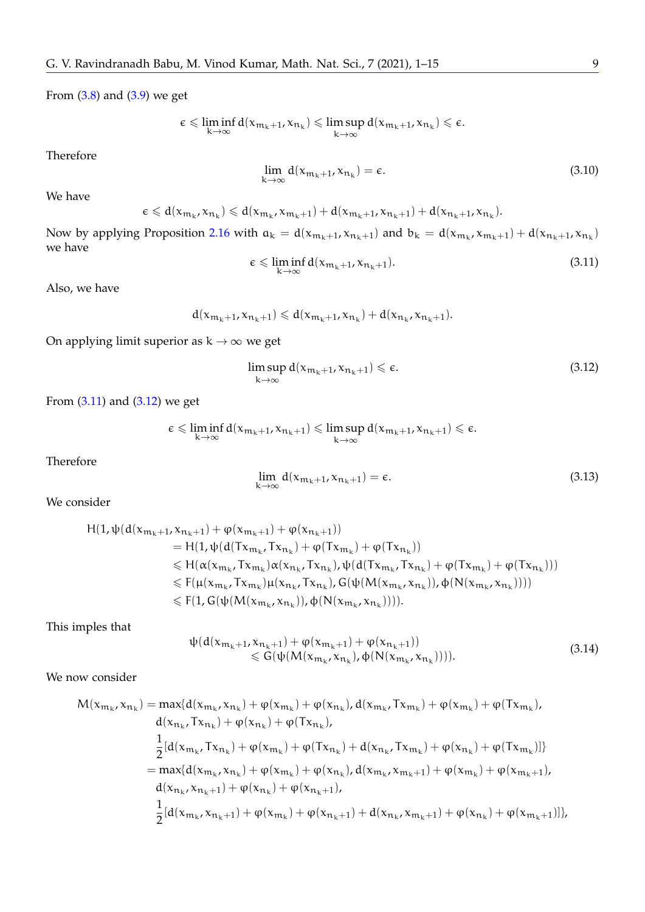From (3.8) and (3.9) we get

$$\epsilon \leqslant \liminf_{k\to\infty} d(x_{m_k+1}, x_{n_k}) \leqslant \limsup_{k\to\infty} d(x_{m_k+1}, x_{n_k}) \leqslant \epsilon.$$

Therefore

$$\lim_{k\to\infty} d(x_{m_k+1}, x_{n_k}) = \epsilon. \tag{3.10}$$

We have

$$\epsilon \leqslant d(x_{m_k}, x_{n_k}) \leqslant d(x_{m_k}, x_{m_k+1}) + d(x_{m_k+1}, x_{n_k+1}) + d(x_{n_k+1}, x_{n_k}).$$

Now by applying Proposition 2.16 with $a_k = d(x_{m_k+1}, x_{n_k+1})$ and $b_k = d(x_{m_k}, x_{m_k+1}) + d(x_{n_k+1}, x_{n_k})$ we have

$$\epsilon \leqslant \liminf_{k\to\infty} d(x_{m_k+1}, x_{n_k+1}). \tag{3.11}$$

Also, we have

$$d(x_{m_k+1}, x_{n_k+1}) \leqslant d(x_{m_k+1}, x_{n_k}) + d(x_{n_k}, x_{n_k+1}).$$

On applying limit superior as $k \to \infty$ we get

$$\limsup_{k\to\infty} d(x_{m_k+1}, x_{n_k+1}) \leqslant \epsilon. \tag{3.12}$$

From (3.11) and (3.12) we get

$$\epsilon \leqslant \liminf_{k\to\infty} d(x_{m_k+1}, x_{n_k+1}) \leqslant \limsup_{k\to\infty} d(x_{m_k+1}, x_{n_k+1}) \leqslant \epsilon.$$

Therefore

$$\lim_{k\to\infty} d(x_{m_k+1}, x_{n_k+1}) = \epsilon. \tag{3.13}$$

We consider

$$\begin{aligned}
H(1, \psi(d(x_{m_k+1}, x_{n_k+1}) + \varphi(x_{m_k+1}) + \varphi(x_{n_k+1}))
&= H(1, \psi(d(Tx_{m_k}, Tx_{n_k}) + \varphi(Tx_{m_k}) + \varphi(Tx_{n_k}))\\
&\leqslant H(\alpha(x_{m_k}, Tx_{m_k})\alpha(x_{n_k}, Tx_{n_k}), \psi(d(Tx_{m_k}, Tx_{n_k}) + \varphi(Tx_{m_k}) + \varphi(Tx_{n_k})))\\
&\leqslant F(\mu(x_{m_k}, Tx_{m_k})\mu(x_{n_k}, Tx_{n_k}), G(\psi(M(x_{m_k}, x_{n_k})), \phi(N(x_{m_k}, x_{n_k}))))\\
&\leqslant F(1, G(\psi(M(x_{m_k}, x_{n_k})), \phi(N(x_{m_k}, x_{n_k})))).
\end{aligned}$$

This imples that

$$\begin{aligned}
&\psi(d(x_{m_k+1}, x_{n_k+1}) + \varphi(x_{m_k+1}) + \varphi(x_{n_k+1}))\\
&\qquad \leqslant G(\psi(M(x_{m_k}, x_{n_k}), \phi(N(x_{m_k}, x_{n_k})))).
\end{aligned} \tag{3.14}$$

We now consider

$$\begin{aligned}
M(x_{m_k}, x_{n_k}) = \max\{&d(x_{m_k}, x_{n_k}) + \varphi(x_{m_k}) + \varphi(x_{n_k}), d(x_{m_k}, Tx_{m_k}) + \varphi(x_{m_k}) + \varphi(Tx_{m_k}),\\
&d(x_{n_k}, Tx_{n_k}) + \varphi(x_{n_k}) + \varphi(Tx_{n_k}),\\
&\frac{1}{2}[d(x_{m_k}, Tx_{n_k}) + \varphi(x_{m_k}) + \varphi(Tx_{n_k}) + d(x_{n_k}, Tx_{m_k}) + \varphi(x_{n_k}) + \varphi(Tx_{m_k})]\}\\
= \max\{&d(x_{m_k}, x_{n_k}) + \varphi(x_{m_k}) + \varphi(x_{n_k}), d(x_{m_k}, x_{m_k+1}) + \varphi(x_{m_k}) + \varphi(x_{m_k+1}),\\
&d(x_{n_k}, x_{n_k+1}) + \varphi(x_{n_k}) + \varphi(x_{n_k+1}),\\
&\frac{1}{2}[d(x_{m_k}, x_{n_k+1}) + \varphi(x_{m_k}) + \varphi(x_{n_k+1}) + d(x_{n_k}, x_{m_k+1}) + \varphi(x_{n_k}) + \varphi(x_{m_k+1})]\},
\end{aligned}$$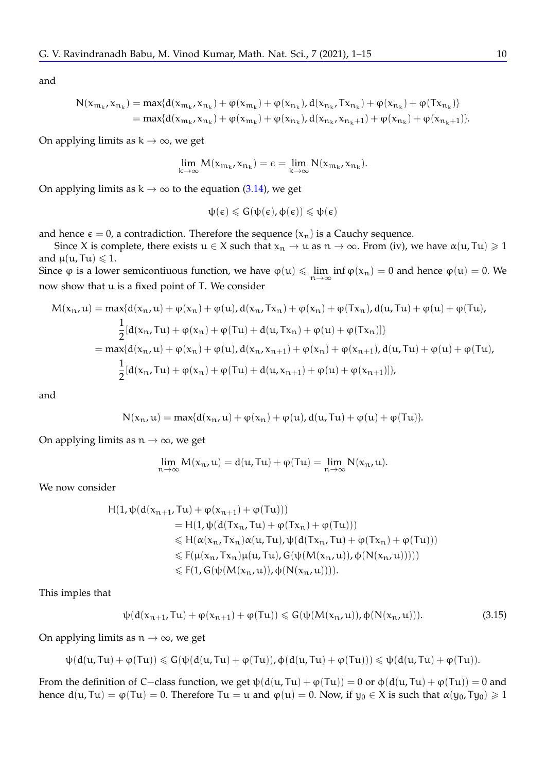and

$$
\begin{aligned}
N(x_{m_k}, x_{n_k}) &= \max\{d(x_{m_k}, x_{n_k}) + \varphi(x_{m_k}) + \varphi(x_{n_k}), d(x_{n_k}, Tx_{n_k}) + \varphi(x_{n_k}) + \varphi(Tx_{n_k})\} \\
&= \max\{d(x_{m_k}, x_{n_k}) + \varphi(x_{m_k}) + \varphi(x_{n_k}), d(x_{n_k}, x_{n_k+1}) + \varphi(x_{n_k}) + \varphi(x_{n_k+1})\}.
\end{aligned}
$$

On applying limits as $k \to \infty$, we get

$$
\lim_{k\to\infty} M(x_{m_k}, x_{n_k}) = \epsilon = \lim_{k\to\infty} N(x_{m_k}, x_{n_k}).
$$

On applying limits as $k \to \infty$ to the equation (3.14), we get

$$
\psi(\epsilon) \leqslant G(\psi(\epsilon), \phi(\epsilon)) \leqslant \psi(\epsilon)
$$

and hence $\epsilon = 0$, a contradiction. Therefore the sequence $\{x_n\}$ is a Cauchy sequence.

Since X is complete, there exists $u \in X$ such that $x_n \to u$ as $n \to \infty$. From (iv), we have $\alpha(u, Tu) \geqslant 1$ and $\mu(u, Tu) \leqslant 1$.

Since $\varphi$ is a lower semicontiuous function, we have $\varphi(u) \leqslant \lim_{n\to\infty} \inf \varphi(x_n) = 0$ and hence $\varphi(u) = 0$. We now show that $u$ is a fixed point of T. We consider

$$
\begin{aligned}
M(x_n, u) = \max\{&d(x_n, u) + \varphi(x_n) + \varphi(u), d(x_n, Tx_n) + \varphi(x_n) + \varphi(Tx_n), d(u, Tu) + \varphi(u) + \varphi(Tu), \\
&\frac{1}{2}[d(x_n, Tu) + \varphi(x_n) + \varphi(Tu) + d(u, Tx_n) + \varphi(u) + \varphi(Tx_n)]\} \\
= \max\{&d(x_n, u) + \varphi(x_n) + \varphi(u), d(x_n, x_{n+1}) + \varphi(x_n) + \varphi(x_{n+1}), d(u, Tu) + \varphi(u) + \varphi(Tu), \\
&\frac{1}{2}[d(x_n, Tu) + \varphi(x_n) + \varphi(Tu) + d(u, x_{n+1}) + \varphi(u) + \varphi(x_{n+1})]\},
\end{aligned}
$$

and

$$
N(x_n, u) = \max\{d(x_n, u) + \varphi(x_n) + \varphi(u), d(u, Tu) + \varphi(u) + \varphi(Tu)\}.
$$

On applying limits as $n \to \infty$, we get

$$
\lim_{n\to\infty} M(x_n, u) = d(u, Tu) + \varphi(Tu) = \lim_{n\to\infty} N(x_n, u).
$$

We now consider

$$
\begin{aligned}
H(1, &\psi(d(x_{n+1}, Tu) + \varphi(x_{n+1}) + \varphi(Tu))) \\
&= H(1, \psi(d(Tx_n, Tu) + \varphi(Tx_n) + \varphi(Tu))) \\
&\leqslant H(\alpha(x_n, Tx_n)\alpha(u, Tu), \psi(d(Tx_n, Tu) + \varphi(Tx_n) + \varphi(Tu))) \\
&\leqslant F(\mu(x_n, Tx_n)\mu(u, Tu), G(\psi(M(x_n, u)), \phi(N(x_n, u))))) \\
&\leqslant F(1, G(\psi(M(x_n, u)), \phi(N(x_n, u)))).
\end{aligned}
$$

This imples that

$$
\psi(d(x_{n+1}, Tu) + \varphi(x_{n+1}) + \varphi(Tu)) \leqslant G(\psi(M(x_n, u)), \phi(N(x_n, u))). \tag{3.15}
$$

On applying limits as $n \to \infty$, we get

$$
\psi(d(u, Tu) + \varphi(Tu)) \leqslant G(\psi(d(u, Tu) + \varphi(Tu)), \phi(d(u, Tu) + \varphi(Tu))) \leqslant \psi(d(u, Tu) + \varphi(Tu)).
$$

From the definition of C−class function, we get $\psi(d(u, Tu) + \varphi(Tu)) = 0$ or $\phi(d(u, Tu) + \varphi(Tu)) = 0$ and hence $d(u, Tu) = \varphi(Tu) = 0$. Therefore $Tu = u$ and $\varphi(u) = 0$. Now, if $y_0 \in X$ is such that $\alpha(y_0, Ty_0) \geqslant 1$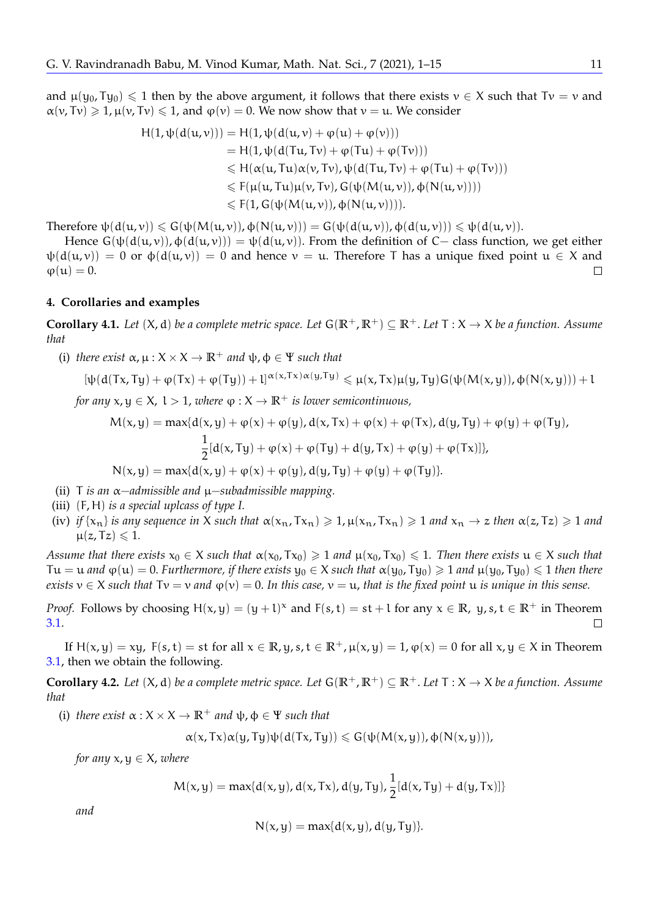and $\mu(y_0, Ty_0) \leqslant 1$ then by the above argument, it follows that there exists $\nu \in X$ such that $T\nu = \nu$ and $\alpha(\nu, T\nu) \geqslant 1, \mu(\nu, T\nu) \leqslant 1$, and $\varphi(\nu) = 0$. We now show that $\nu = u$. We consider

$$
\begin{aligned}
H(1, \psi(d(u,\nu))) &= H(1, \psi(d(u,\nu) + \varphi(u) + \varphi(\nu))) \\
&= H(1, \psi(d(Tu, T\nu) + \varphi(Tu) + \varphi(T\nu))) \\
&\leqslant H(\alpha(u, Tu)\alpha(\nu, T\nu), \psi(d(Tu, T\nu) + \varphi(Tu) + \varphi(T\nu))) \\
&\leqslant F(\mu(u, Tu)\mu(\nu, T\nu), G(\psi(M(u,\nu)), \phi(N(u,\nu)))) \\
&\leqslant F(1, G(\psi(M(u,\nu)), \phi(N(u,\nu)))).
\end{aligned}
$$

Therefore $\psi(d(u,\nu)) \leqslant G(\psi(M(u,\nu)), \phi(N(u,\nu))) = G(\psi(d(u,\nu)), \phi(d(u,\nu))) \leqslant \psi(d(u,\nu))$.

Hence $G(\psi(d(u,\nu)), \phi(d(u,\nu))) = \psi(d(u,\nu))$. From the definition of $C-$ class function, we get either $\psi(d(u,\nu)) = 0$ or $\phi(d(u,\nu)) = 0$ and hence $\nu = u$. Therefore $T$ has a unique fixed point $u \in X$ and $\varphi(u) = 0$. □

## 4. Corollaries and examples

**Corollary 4.1.** *Let $(X, d)$ be a complete metric space. Let $G(\mathbb{R}^+, \mathbb{R}^+) \subseteq \mathbb{R}^+$. Let $T : X \to X$ be a function. Assume that*

(i) *there exist $\alpha, \mu : X \times X \to \mathbb{R}^+$ and $\psi, \phi \in \Psi$ such that*

$$[\psi(d(Tx, Ty) + \varphi(Tx) + \varphi(Ty)) + l]^{\alpha(x,Tx)\alpha(y,Ty)} \leqslant \mu(x, Tx)\mu(y, Ty)G(\psi(M(x,y)), \phi(N(x,y))) + l$$

*for any $x, y \in X$, $l > 1$, where $\varphi : X \to \mathbb{R}^+$ is lower semicontinuous,*

$$
\begin{aligned}
M(x,y) = \max\{&d(x,y) + \varphi(x) + \varphi(y), d(x,Tx) + \varphi(x) + \varphi(Tx), d(y,Ty) + \varphi(y) + \varphi(Ty), \\
&\frac{1}{2}[d(x,Ty) + \varphi(x) + \varphi(Ty) + d(y,Tx) + \varphi(y) + \varphi(Tx)]\}, \\
N(x,y) = \max\{&d(x,y) + \varphi(x) + \varphi(y), d(y,Ty) + \varphi(y) + \varphi(Ty)\}.
\end{aligned}
$$

(ii) *$T$ is an $\alpha-$admissible and $\mu-$subadmissible mapping.*

(iii) *$(F, H)$ is a special uplcass of type I.*

(iv) *if $\{x_n\}$ is any sequence in $X$ such that $\alpha(x_n, Tx_n) \geqslant 1, \mu(x_n, Tx_n) \geqslant 1$ and $x_n \to z$ then $\alpha(z, Tz) \geqslant 1$ and $\mu(z, Tz) \leqslant 1$.*

*Assume that there exists $x_0 \in X$ such that $\alpha(x_0, Tx_0) \geqslant 1$ and $\mu(x_0, Tx_0) \leqslant 1$. Then there exists $u \in X$ such that $Tu = u$ and $\varphi(u) = 0$. Furthermore, if there exists $y_0 \in X$ such that $\alpha(y_0, Ty_0) \geqslant 1$ and $\mu(y_0, Ty_0) \leqslant 1$ then there exists $\nu \in X$ such that $T\nu = \nu$ and $\varphi(\nu) = 0$. In this case, $\nu = u$, that is the fixed point $u$ is unique in this sense.*

*Proof.* Follows by choosing $H(x,y) = (y + l)^x$ and $F(s,t) = st + l$ for any $x \in \mathbb{R}$, $y, s, t \in \mathbb{R}^+$ in Theorem 3.1. □

If $H(x,y) = xy$, $F(s,t) = st$ for all $x \in \mathbb{R}, y, s, t \in \mathbb{R}^+, \mu(x,y) = 1, \varphi(x) = 0$ for all $x, y \in X$ in Theorem 3.1, then we obtain the following.

**Corollary 4.2.** *Let $(X, d)$ be a complete metric space. Let $G(\mathbb{R}^+, \mathbb{R}^+) \subseteq \mathbb{R}^+$. Let $T : X \to X$ be a function. Assume that*

(i) *there exist $\alpha : X \times X \to \mathbb{R}^+$ and $\psi, \phi \in \Psi$ such that*

$$\alpha(x, Tx)\alpha(y, Ty)\psi(d(Tx, Ty)) \leqslant G(\psi(M(x,y)), \phi(N(x,y))),$$

*for any $x, y \in X$, where*

$$M(x,y) = \max\{d(x,y), d(x,Tx), d(y,Ty), \frac{1}{2}[d(x,Ty) + d(y,Tx)]\}$$

*and*

$$N(x,y) = \max\{d(x,y), d(y,Ty)\}.$$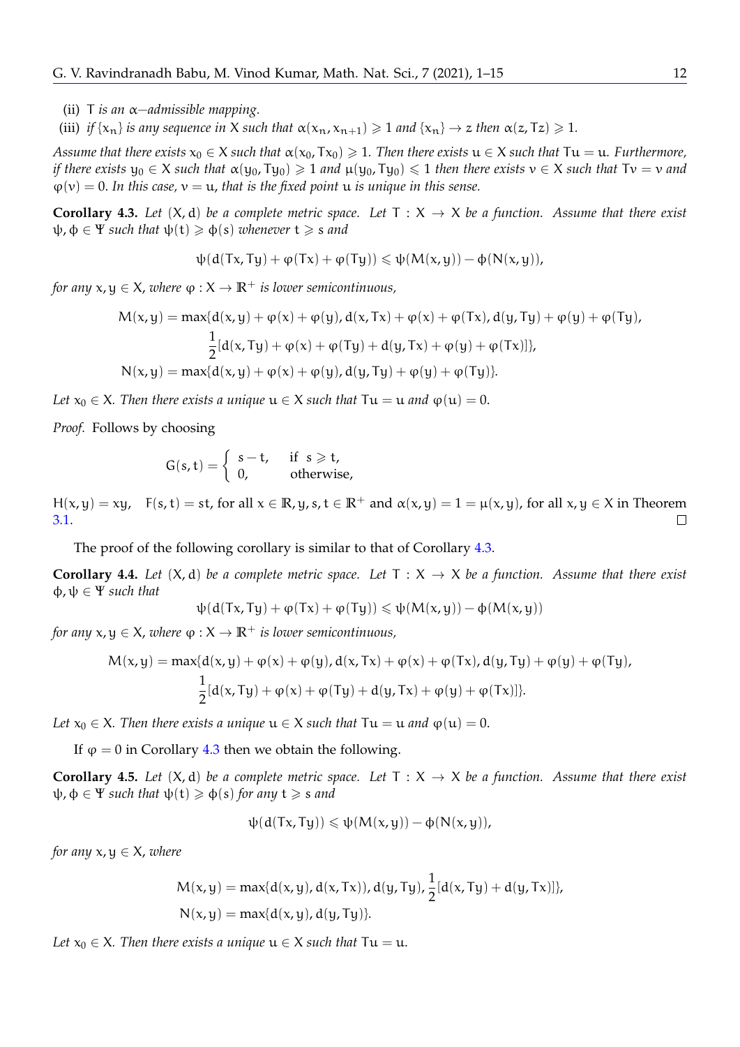(ii) $T$ *is an* $\alpha-$*admissible mapping.*

(iii) *if* $\{x_n\}$ *is any sequence in* $X$ *such that* $\alpha(x_n, x_{n+1}) \geqslant 1$ *and* $\{x_n\} \to z$ *then* $\alpha(z, Tz) \geqslant 1$.

*Assume that there exists* $x_0 \in X$ *such that* $\alpha(x_0, Tx_0) \geqslant 1$. *Then there exists* $u \in X$ *such that* $Tu = u$. *Furthermore, if there exists* $y_0 \in X$ *such that* $\alpha(y_0, Ty_0) \geqslant 1$ *and* $\mu(y_0, Ty_0) \leqslant 1$ *then there exists* $v \in X$ *such that* $Tv = v$ *and* $\varphi(v) = 0$. *In this case,* $v = u$, *that is the fixed point* $u$ *is unique in this sense.*

**Corollary 4.3.** *Let* $(X, d)$ *be a complete metric space. Let* $T : X \to X$ *be a function. Assume that there exist* $\psi, \phi \in \Psi$ *such that* $\psi(t) \geqslant \phi(s)$ *whenever* $t \geqslant s$ *and*

$$\psi(d(Tx, Ty) + \varphi(Tx) + \varphi(Ty)) \leqslant \psi(M(x, y)) - \phi(N(x, y)),$$

*for any* $x, y \in X$, *where* $\varphi : X \to \mathbb{R}^+$ *is lower semicontinuous,*

$$M(x, y) = \max\{d(x, y) + \varphi(x) + \varphi(y), d(x, Tx) + \varphi(x) + \varphi(Tx), d(y, Ty) + \varphi(y) + \varphi(Ty),$$
$$\frac{1}{2}[d(x, Ty) + \varphi(x) + \varphi(Ty) + d(y, Tx) + \varphi(y) + \varphi(Tx)]\},$$
$$N(x, y) = \max\{d(x, y) + \varphi(x) + \varphi(y), d(y, Ty) + \varphi(y) + \varphi(Ty)\}.$$

*Let* $x_0 \in X$. *Then there exists a unique* $u \in X$ *such that* $Tu = u$ *and* $\varphi(u) = 0$.

*Proof.* Follows by choosing

$$G(s, t) = \begin{cases} s - t, & \text{if } s \geqslant t, \\ 0, & \text{otherwise,} \end{cases}$$

$H(x, y) = xy$, $\quad F(s, t) = st$, for all $x \in \mathbb{R}, y, s, t \in \mathbb{R}^+$ and $\alpha(x, y) = 1 = \mu(x, y)$, for all $x, y \in X$ in Theorem 3.1. □

The proof of the following corollary is similar to that of Corollary 4.3.

**Corollary 4.4.** *Let* $(X, d)$ *be a complete metric space. Let* $T : X \to X$ *be a function. Assume that there exist* $\phi, \psi \in \Psi$ *such that*

$$\psi(d(Tx, Ty) + \varphi(Tx) + \varphi(Ty)) \leqslant \psi(M(x, y)) - \phi(M(x, y))$$

*for any* $x, y \in X$, *where* $\varphi : X \to \mathbb{R}^+$ *is lower semicontinuous,*

$$M(x, y) = \max\{d(x, y) + \varphi(x) + \varphi(y), d(x, Tx) + \varphi(x) + \varphi(Tx), d(y, Ty) + \varphi(y) + \varphi(Ty),$$
$$\frac{1}{2}[d(x, Ty) + \varphi(x) + \varphi(Ty) + d(y, Tx) + \varphi(y) + \varphi(Tx)]\}.$$

*Let* $x_0 \in X$. *Then there exists a unique* $u \in X$ *such that* $Tu = u$ *and* $\varphi(u) = 0$.

If $\varphi = 0$ in Corollary 4.3 then we obtain the following.

**Corollary 4.5.** *Let* $(X, d)$ *be a complete metric space. Let* $T : X \to X$ *be a function. Assume that there exist* $\psi, \phi \in \Psi$ *such that* $\psi(t) \geqslant \phi(s)$ *for any* $t \geqslant s$ *and*

$$\psi(d(Tx, Ty)) \leqslant \psi(M(x, y)) - \phi(N(x, y)),$$

*for any* $x, y \in X$, *where*

$$M(x, y) = \max\{d(x, y), d(x, Tx)), d(y, Ty), \frac{1}{2}[d(x, Ty) + d(y, Tx)]\},$$
$$N(x, y) = \max\{d(x, y), d(y, Ty)\}.$$

*Let* $x_0 \in X$. *Then there exists a unique* $u \in X$ *such that* $Tu = u$.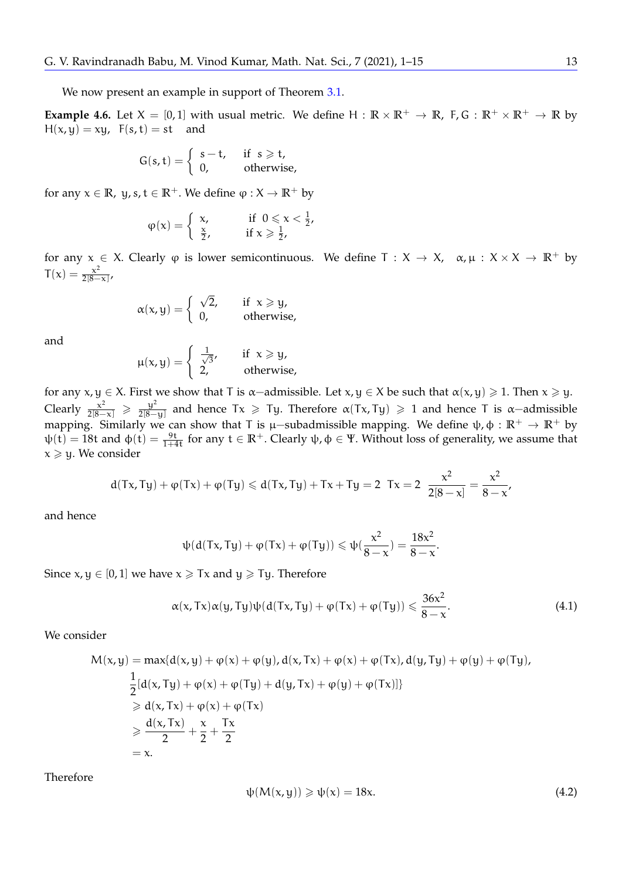We now present an example in support of Theorem 3.1.

**Example 4.6.** Let $X = [0,1]$ with usual metric. We define $H : \mathbb{R} \times \mathbb{R}^+ \to \mathbb{R}$, $F, G : \mathbb{R}^+ \times \mathbb{R}^+ \to \mathbb{R}$ by $H(x,y) = xy$, $F(s,t) = st$ and

$$G(s,t) = \begin{cases} s - t, & \text{if } s \geqslant t, \\ 0, & \text{otherwise,} \end{cases}$$

for any $x \in \mathbb{R}$, $y, s, t \in \mathbb{R}^+$. We define $\varphi : X \to \mathbb{R}^+$ by

$$\varphi(x) = \begin{cases} x, & \text{if } 0 \leqslant x < \frac{1}{2}, \\ \frac{x}{2}, & \text{if } x \geqslant \frac{1}{2}, \end{cases}$$

for any $x \in X$. Clearly $\varphi$ is lower semicontinuous. We define $T : X \to X$, $\alpha, \mu : X \times X \to \mathbb{R}^+$ by $T(x) = \frac{x^2}{2[8-x]}$,

$$\alpha(x,y) = \begin{cases} \sqrt{2}, & \text{if } x \geqslant y, \\ 0, & \text{otherwise,} \end{cases}$$

and

$$\mu(x,y) = \begin{cases} \frac{1}{\sqrt{3}}, & \text{if } x \geqslant y, \\ 2, & \text{otherwise,} \end{cases}$$

for any $x, y \in X$. First we show that $T$ is $\alpha-$admissible. Let $x, y \in X$ be such that $\alpha(x,y) \geqslant 1$. Then $x \geqslant y$. Clearly $\frac{x^2}{2[8-x]} \geqslant \frac{y^2}{2[8-y]}$ and hence $Tx \geqslant Ty$. Therefore $\alpha(Tx, Ty) \geqslant 1$ and hence $T$ is $\alpha-$admissible mapping. Similarly we can show that $T$ is $\mu-$subadmissible mapping. We define $\psi, \phi : \mathbb{R}^+ \to \mathbb{R}^+$ by $\psi(t) = 18t$ and $\phi(t) = \frac{9t}{1+4t}$ for any $t \in \mathbb{R}^+$. Clearly $\psi, \phi \in \Psi$. Without loss of generality, we assume that $x \geqslant y$. We consider

$$d(Tx,Ty) + \varphi(Tx) + \varphi(Ty) \leqslant d(Tx,Ty) + Tx + Ty = 2\ Tx = 2\ \frac{x^2}{2[8-x]} = \frac{x^2}{8-x},$$

and hence

$$\psi(d(Tx,Ty) + \varphi(Tx) + \varphi(Ty)) \leqslant \psi(\frac{x^2}{8-x}) = \frac{18x^2}{8-x}.$$

Since $x, y \in [0,1]$ we have $x \geqslant Tx$ and $y \geqslant Ty$. Therefore

$$\alpha(x,Tx)\alpha(y,Ty)\psi(d(Tx,Ty) + \varphi(Tx) + \varphi(Ty)) \leqslant \frac{36x^2}{8-x}. \tag{4.1}$$

We consider

$$\begin{aligned} M(x,y) = \max\{&d(x,y) + \varphi(x) + \varphi(y), d(x,Tx) + \varphi(x) + \varphi(Tx), d(y,Ty) + \varphi(y) + \varphi(Ty), \\ &\frac{1}{2}[d(x,Ty) + \varphi(x) + \varphi(Ty) + d(y,Tx) + \varphi(y) + \varphi(Tx)]\} \\ &\geqslant d(x,Tx) + \varphi(x) + \varphi(Tx) \\ &\geqslant \frac{d(x,Tx)}{2} + \frac{x}{2} + \frac{Tx}{2} \\ &= x. \end{aligned}$$

Therefore

$$\psi(M(x,y)) \geqslant \psi(x) = 18x. \tag{4.2}$$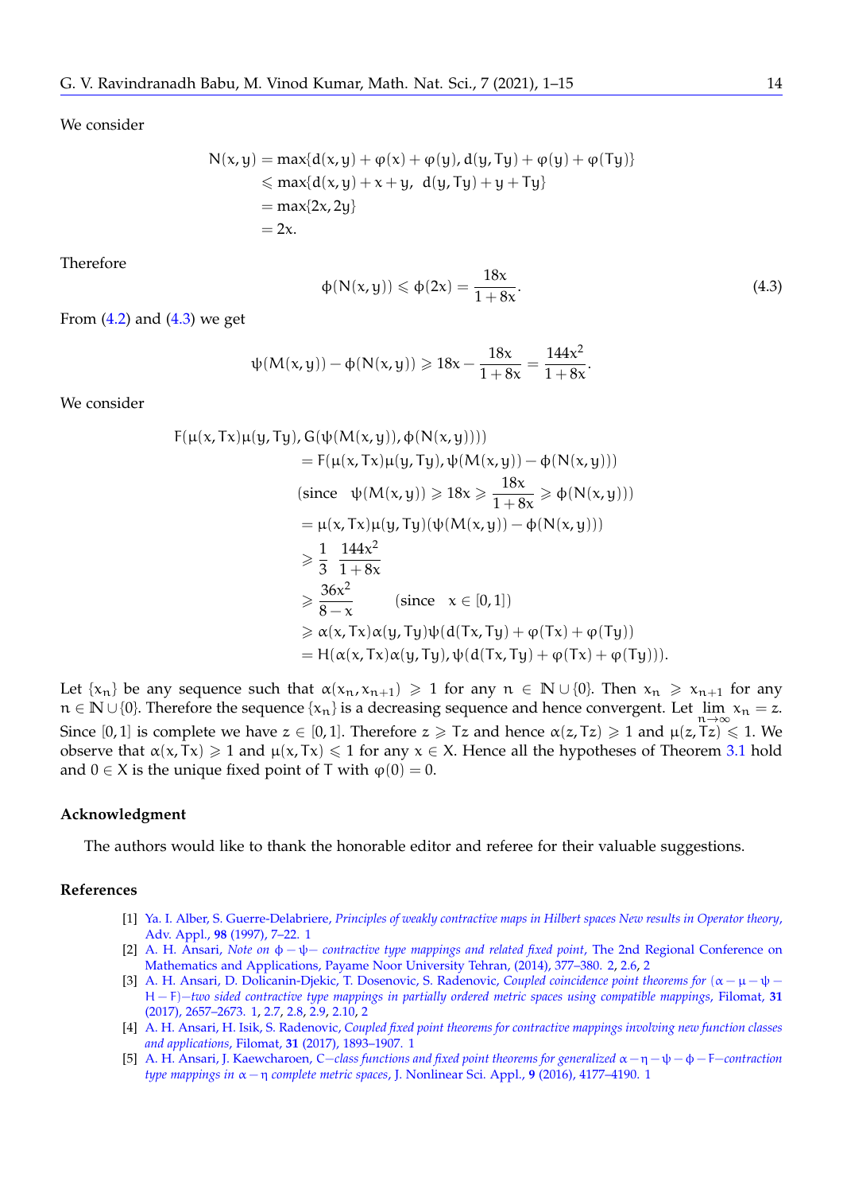We consider

$$
\begin{aligned}
N(x,y) &= \max\{d(x,y)+\varphi(x)+\varphi(y), d(y,Ty)+\varphi(y)+\varphi(Ty)\} \\
&\leqslant \max\{d(x,y)+x+y,\ \ d(y,Ty)+y+Ty\} \\
&= \max\{2x, 2y\} \\
&= 2x.
\end{aligned}
$$

Therefore

$$
\phi(N(x,y)) \leqslant \phi(2x) = \frac{18x}{1+8x}. \tag{4.3}
$$

From (4.2) and (4.3) we get

$$
\psi(M(x,y)) - \phi(N(x,y)) \geqslant 18x - \frac{18x}{1+8x} = \frac{144x^2}{1+8x}.
$$

We consider

$$
\begin{aligned}
&F(\mu(x,Tx)\mu(y,Ty), G(\psi(M(x,y)), \phi(N(x,y)))) \\
&\qquad = F(\mu(x,Tx)\mu(y,Ty), \psi(M(x,y)) - \phi(N(x,y))) \\
&\qquad \left(\text{since} \quad \psi(M(x,y)) \geqslant 18x \geqslant \frac{18x}{1+8x} \geqslant \phi(N(x,y))\right) \\
&\qquad = \mu(x,Tx)\mu(y,Ty)(\psi(M(x,y)) - \phi(N(x,y))) \\
&\qquad \geqslant \frac{1}{3}\ \frac{144x^2}{1+8x} \\
&\qquad \geqslant \frac{36x^2}{8-x} \qquad (\text{since} \quad x \in [0,1]) \\
&\qquad \geqslant \alpha(x,Tx)\alpha(y,Ty)\psi(d(Tx,Ty)+\varphi(Tx)+\varphi(Ty)) \\
&\qquad = H(\alpha(x,Tx)\alpha(y,Ty), \psi(d(Tx,Ty)+\varphi(Tx)+\varphi(Ty))).
\end{aligned}
$$

Let $\{x_n\}$ be any sequence such that $\alpha(x_n, x_{n+1}) \geqslant 1$ for any $n \in \mathbb{N} \cup \{0\}$. Then $x_n \geqslant x_{n+1}$ for any $n \in \mathbb{N} \cup \{0\}$. Therefore the sequence $\{x_n\}$ is a decreasing sequence and hence convergent. Let $\lim_{n\to\infty} x_n = z$. Since $[0,1]$ is complete we have $z \in [0,1]$. Therefore $z \geqslant Tz$ and hence $\alpha(z, Tz) \geqslant 1$ and $\mu(z, Tz) \leqslant 1$. We observe that $\alpha(x, Tx) \geqslant 1$ and $\mu(x, Tx) \leqslant 1$ for any $x \in X$. Hence all the hypotheses of Theorem 3.1 hold and $0 \in X$ is the unique fixed point of $T$ with $\varphi(0) = 0$.

### Acknowledgment

The authors would like to thank the honorable editor and referee for their valuable suggestions.

### References

[1] Ya. I. Alber, S. Guerre-Delabriere, *Principles of weakly contractive maps in Hilbert spaces New results in Operator theory*, Adv. Appl., **98** (1997), 7–22. 1

[2] A. H. Ansari, *Note on $\phi-\psi-$ contractive type mappings and related fixed point*, The 2nd Regional Conference on Mathematics and Applications, Payame Noor University Tehran, (2014), 377–380. 2, 2.6, 2

[3] A. H. Ansari, D. Dolicanin-Djekic, T. Dosenovic, S. Radenovic, *Coupled coincidence point theorems for $(\alpha-\mu-\psi-H-F)-$two sided contractive type mappings in partially ordered metric spaces using compatible mappings*, Filomat, **31** (2017), 2657–2673. 1, 2.7, 2.8, 2.9, 2.10, 2

[4] A. H. Ansari, H. Isik, S. Radenovic, *Coupled fixed point theorems for contractive mappings involving new function classes and applications*, Filomat, **31** (2017), 1893–1907. 1

[5] A. H. Ansari, J. Kaewcharoen, *$C-$class functions and fixed point theorems for generalized $\alpha-\eta-\psi-\phi-F-$contraction type mappings in $\alpha-\eta$ complete metric spaces*, J. Nonlinear Sci. Appl., **9** (2016), 4177–4190. 1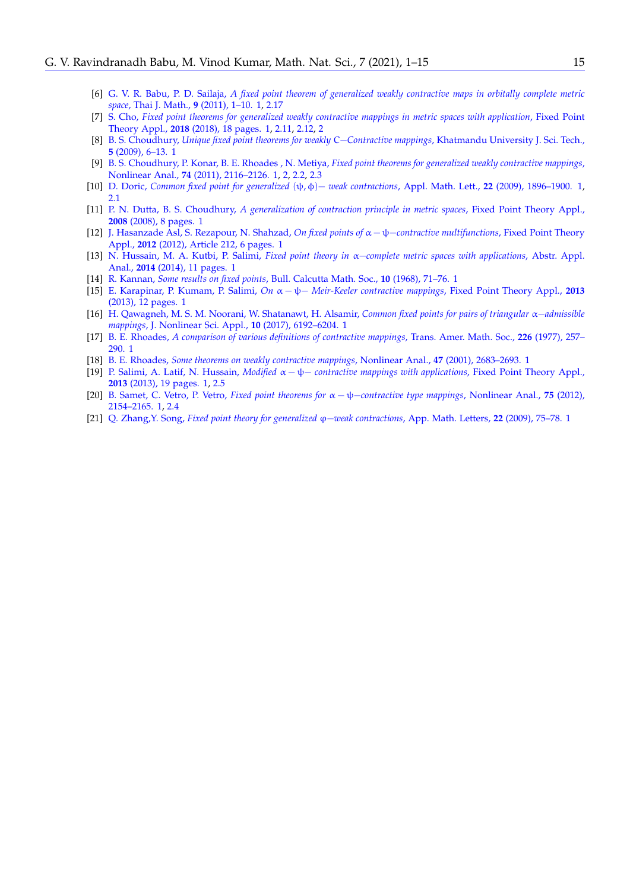[6] G. V. R. Babu, P. D. Sailaja, *A fixed point theorem of generalized weakly contractive maps in orbitally complete metric space*, Thai J. Math., **9** (2011), 1–10. 1, 2.17

[7] S. Cho, *Fixed point theorems for generalized weakly contractive mappings in metric spaces with application*, Fixed Point Theory Appl., **2018** (2018), 18 pages. 1, 2.11, 2.12, 2

[8] B. S. Choudhury, *Unique fixed point theorems for weakly C−Contractive mappings*, Khatmandu University J. Sci. Tech., **5** (2009), 6–13. 1

[9] B. S. Choudhury, P. Konar, B. E. Rhoades , N. Metiya, *Fixed point theorems for generalized weakly contractive mappings*, Nonlinear Anal., **74** (2011), 2116–2126. 1, 2, 2.2, 2.3

[10] D. Doric, *Common fixed point for generalized $(\psi, \phi)-$ weak contractions*, Appl. Math. Lett., **22** (2009), 1896–1900. 1, 2.1

[11] P. N. Dutta, B. S. Choudhury, *A generalization of contraction principle in metric spaces*, Fixed Point Theory Appl., **2008** (2008), 8 pages. 1

[12] J. Hasanzade Asl, S. Rezapour, N. Shahzad, *On fixed points of $\alpha-\psi-$contractive multifunctions*, Fixed Point Theory Appl., **2012** (2012), Article 212, 6 pages. 1

[13] N. Hussain, M. A. Kutbi, P. Salimi, *Fixed point theory in $\alpha-$complete metric spaces with applications*, Abstr. Appl. Anal., **2014** (2014), 11 pages. 1

[14] R. Kannan, *Some results on fixed points*, Bull. Calcutta Math. Soc., **10** (1968), 71–76. 1

[15] E. Karapinar, P. Kumam, P. Salimi, *On $\alpha-\psi-$ Meir-Keeler contractive mappings*, Fixed Point Theory Appl., **2013** (2013), 12 pages. 1

[16] H. Qawagneh, M. S. M. Noorani, W. Shatanawt, H. Alsamir, *Common fixed points for pairs of triangular $\alpha-$admissible mappings*, J. Nonlinear Sci. Appl., **10** (2017), 6192–6204. 1

[17] B. E. Rhoades, *A comparison of various definitions of contractive mappings*, Trans. Amer. Math. Soc., **226** (1977), 257–290. 1

[18] B. E. Rhoades, *Some theorems on weakly contractive mappings*, Nonlinear Anal., **47** (2001), 2683–2693. 1

[19] P. Salimi, A. Latif, N. Hussain, *Modified $\alpha-\psi-$ contractive mappings with applications*, Fixed Point Theory Appl., **2013** (2013), 19 pages. 1, 2.5

[20] B. Samet, C. Vetro, P. Vetro, *Fixed point theorems for $\alpha-\psi-$contractive type mappings*, Nonlinear Anal., **75** (2012), 2154–2165. 1, 2.4

[21] Q. Zhang,Y. Song, *Fixed point theory for generalized $\varphi-$weak contractions*, App. Math. Letters, **22** (2009), 75–78. 1